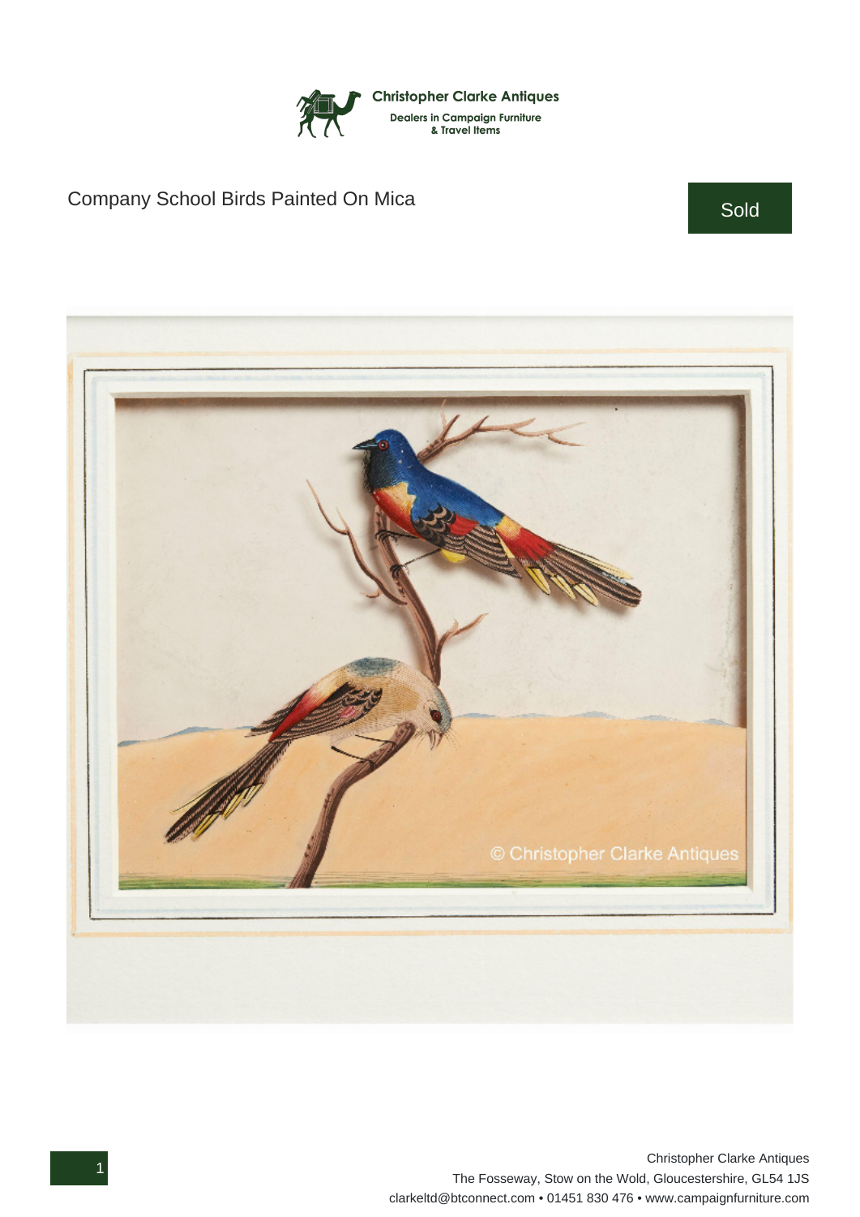Christopher Clarke Antiques

Dealers in Campaign Furniture & Travel Items

# Company School Birds Painted On Mica

Sold

Christopher Clarke Antiques
The Fosseway, Stow on the Wold, Gloucestershire, GL54 1JS
clarkeltd@btconnect.com • 01451 830 476 • www.campaignfurniture.com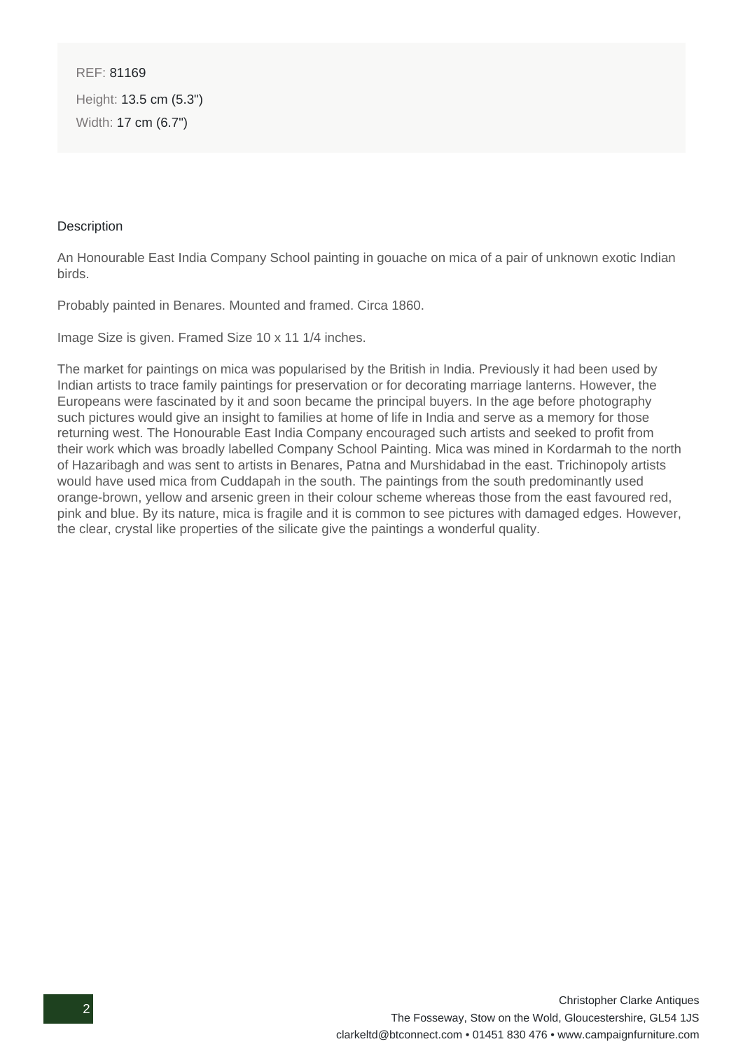REF: 81169

Height: 13.5 cm (5.3")

Width: 17 cm (6.7")

## Description

An Honourable East India Company School painting in gouache on mica of a pair of unknown exotic Indian birds.

Probably painted in Benares. Mounted and framed. Circa 1860.

Image Size is given. Framed Size 10 x 11 1/4 inches.

The market for paintings on mica was popularised by the British in India. Previously it had been used by Indian artists to trace family paintings for preservation or for decorating marriage lanterns. However, the Europeans were fascinated by it and soon became the principal buyers. In the age before photography such pictures would give an insight to families at home of life in India and serve as a memory for those returning west. The Honourable East India Company encouraged such artists and seeked to profit from their work which was broadly labelled Company School Painting. Mica was mined in Kordarmah to the north of Hazaribagh and was sent to artists in Benares, Patna and Murshidabad in the east. Trichinopoly artists would have used mica from Cuddapah in the south. The paintings from the south predominantly used orange-brown, yellow and arsenic green in their colour scheme whereas those from the east favoured red, pink and blue. By its nature, mica is fragile and it is common to see pictures with damaged edges. However, the clear, crystal like properties of the silicate give the paintings a wonderful quality.